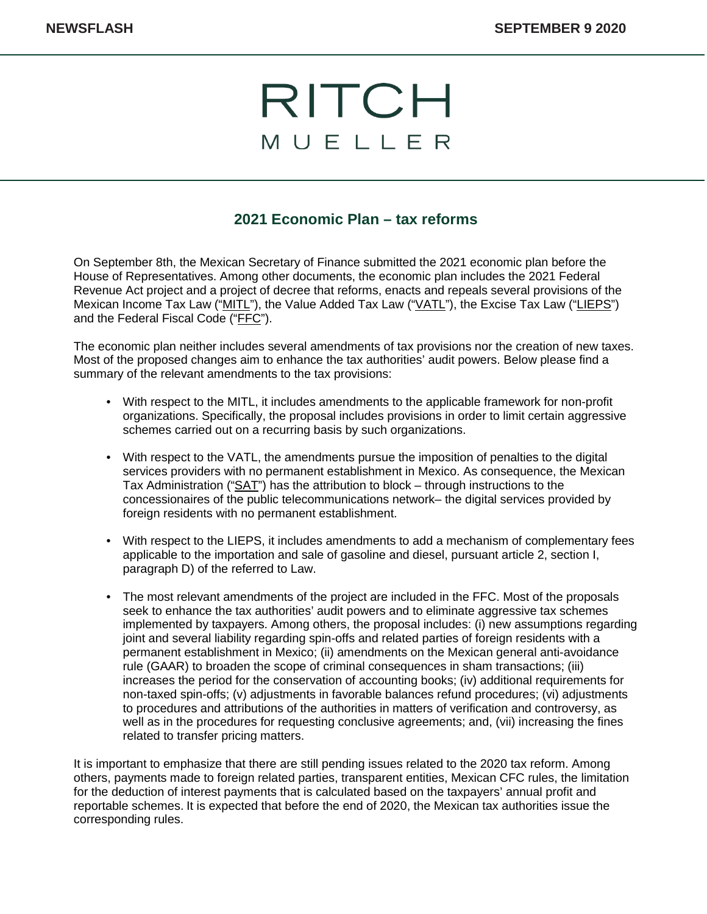**NEWSFLASH** **SEPTEMBER 9 2020**

RITCH
MUELLER

## 2021 Economic Plan – tax reforms

On September 8th, the Mexican Secretary of Finance submitted the 2021 economic plan before the House of Representatives. Among other documents, the economic plan includes the 2021 Federal Revenue Act project and a project of decree that reforms, enacts and repeals several provisions of the Mexican Income Tax Law ("MITL"), the Value Added Tax Law ("VATL"), the Excise Tax Law ("LIEPS") and the Federal Fiscal Code ("FFC").

The economic plan neither includes several amendments of tax provisions nor the creation of new taxes. Most of the proposed changes aim to enhance the tax authorities' audit powers. Below please find a summary of the relevant amendments to the tax provisions:

- With respect to the MITL, it includes amendments to the applicable framework for non-profit organizations. Specifically, the proposal includes provisions in order to limit certain aggressive schemes carried out on a recurring basis by such organizations.
- With respect to the VATL, the amendments pursue the imposition of penalties to the digital services providers with no permanent establishment in Mexico. As consequence, the Mexican Tax Administration ("SAT") has the attribution to block – through instructions to the concessionaires of the public telecommunications network– the digital services provided by foreign residents with no permanent establishment.
- With respect to the LIEPS, it includes amendments to add a mechanism of complementary fees applicable to the importation and sale of gasoline and diesel, pursuant article 2, section I, paragraph D) of the referred to Law.
- The most relevant amendments of the project are included in the FFC. Most of the proposals seek to enhance the tax authorities' audit powers and to eliminate aggressive tax schemes implemented by taxpayers. Among others, the proposal includes: (i) new assumptions regarding joint and several liability regarding spin-offs and related parties of foreign residents with a permanent establishment in Mexico; (ii) amendments on the Mexican general anti-avoidance rule (GAAR) to broaden the scope of criminal consequences in sham transactions; (iii) increases the period for the conservation of accounting books; (iv) additional requirements for non-taxed spin-offs; (v) adjustments in favorable balances refund procedures; (vi) adjustments to procedures and attributions of the authorities in matters of verification and controversy, as well as in the procedures for requesting conclusive agreements; and, (vii) increasing the fines related to transfer pricing matters.

It is important to emphasize that there are still pending issues related to the 2020 tax reform. Among others, payments made to foreign related parties, transparent entities, Mexican CFC rules, the limitation for the deduction of interest payments that is calculated based on the taxpayers' annual profit and reportable schemes. It is expected that before the end of 2020, the Mexican tax authorities issue the corresponding rules.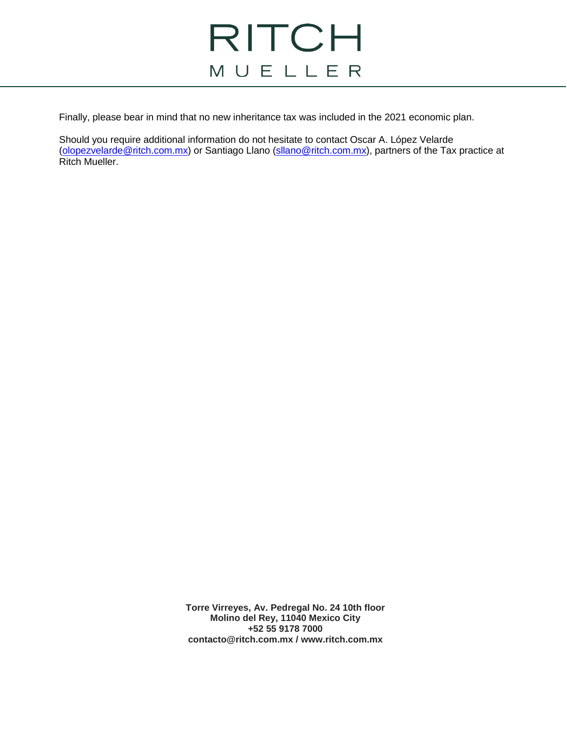Finally, please bear in mind that no new inheritance tax was included in the 2021 economic plan.

Should you require additional information do not hesitate to contact Oscar A. López Velarde (olopezvelarde@ritch.com.mx) or Santiago Llano (sllano@ritch.com.mx), partners of the Tax practice at Ritch Mueller.